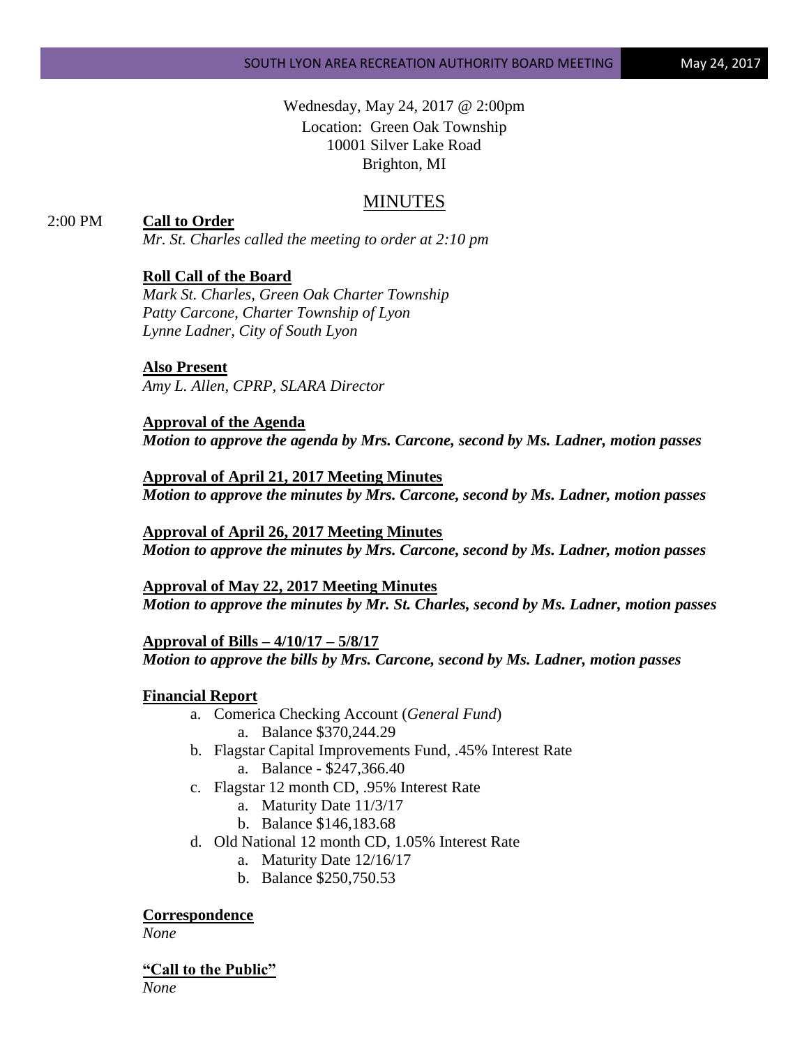Wednesday, May 24, 2017 @ 2:00pm
Location: Green Oak Township
10001 Silver Lake Road
Brighton, MI

# MINUTES

2:00 PM **Call to Order**

*Mr. St. Charles called the meeting to order at 2:10 pm*

**Roll Call of the Board**

*Mark St. Charles, Green Oak Charter Township*
*Patty Carcone, Charter Township of Lyon*
*Lynne Ladner, City of South Lyon*

**Also Present**

*Amy L. Allen, CPRP, SLARA Director*

**Approval of the Agenda**

***Motion to approve the agenda by Mrs. Carcone, second by Ms. Ladner, motion passes***

**Approval of April 21, 2017 Meeting Minutes**

***Motion to approve the minutes by Mrs. Carcone, second by Ms. Ladner, motion passes***

**Approval of April 26, 2017 Meeting Minutes**

***Motion to approve the minutes by Mrs. Carcone, second by Ms. Ladner, motion passes***

**Approval of May 22, 2017 Meeting Minutes**

***Motion to approve the minutes by Mr. St. Charles, second by Ms. Ladner, motion passes***

**Approval of Bills – 4/10/17 – 5/8/17**

***Motion to approve the bills by Mrs. Carcone, second by Ms. Ladner, motion passes***

**Financial Report**

a. Comerica Checking Account (*General Fund*)
   a. Balance $370,244.29
b. Flagstar Capital Improvements Fund, .45% Interest Rate
   a. Balance - $247,366.40
c. Flagstar 12 month CD, .95% Interest Rate
   a. Maturity Date 11/3/17
   b. Balance $146,183.68
d. Old National 12 month CD, 1.05% Interest Rate
   a. Maturity Date 12/16/17
   b. Balance $250,750.53

**Correspondence**

*None*

**"Call to the Public"**

*None*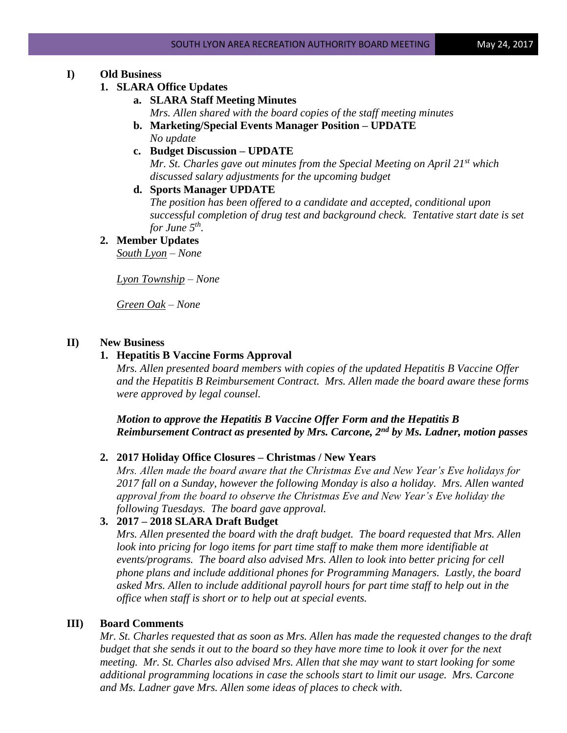## I) Old Business

### 1. SLARA Office Updates

**a. SLARA Staff Meeting Minutes**
*Mrs. Allen shared with the board copies of the staff meeting minutes*

**b. Marketing/Special Events Manager Position – UPDATE**
*No update*

**c. Budget Discussion – UPDATE**
*Mr. St. Charles gave out minutes from the Special Meeting on April 21st which discussed salary adjustments for the upcoming budget*

**d. Sports Manager UPDATE**
*The position has been offered to a candidate and accepted, conditional upon successful completion of drug test and background check. Tentative start date is set for June 5th.*

### 2. Member Updates

South Lyon *– None*

Lyon Township *– None*

Green Oak *– None*

## II) New Business

### 1. Hepatitis B Vaccine Forms Approval

*Mrs. Allen presented board members with copies of the updated Hepatitis B Vaccine Offer and the Hepatitis B Reimbursement Contract. Mrs. Allen made the board aware these forms were approved by legal counsel.*

***Motion to approve the Hepatitis B Vaccine Offer Form and the Hepatitis B Reimbursement Contract as presented by Mrs. Carcone, 2nd by Ms. Ladner, motion passes***

### 2. 2017 Holiday Office Closures – Christmas / New Years

*Mrs. Allen made the board aware that the Christmas Eve and New Year's Eve holidays for 2017 fall on a Sunday, however the following Monday is also a holiday. Mrs. Allen wanted approval from the board to observe the Christmas Eve and New Year's Eve holiday the following Tuesdays. The board gave approval.*

### 3. 2017 – 2018 SLARA Draft Budget

*Mrs. Allen presented the board with the draft budget. The board requested that Mrs. Allen look into pricing for logo items for part time staff to make them more identifiable at events/programs. The board also advised Mrs. Allen to look into better pricing for cell phone plans and include additional phones for Programming Managers. Lastly, the board asked Mrs. Allen to include additional payroll hours for part time staff to help out in the office when staff is short or to help out at special events.*

## III) Board Comments

*Mr. St. Charles requested that as soon as Mrs. Allen has made the requested changes to the draft budget that she sends it out to the board so they have more time to look it over for the next meeting. Mr. St. Charles also advised Mrs. Allen that she may want to start looking for some additional programming locations in case the schools start to limit our usage. Mrs. Carcone and Ms. Ladner gave Mrs. Allen some ideas of places to check with.*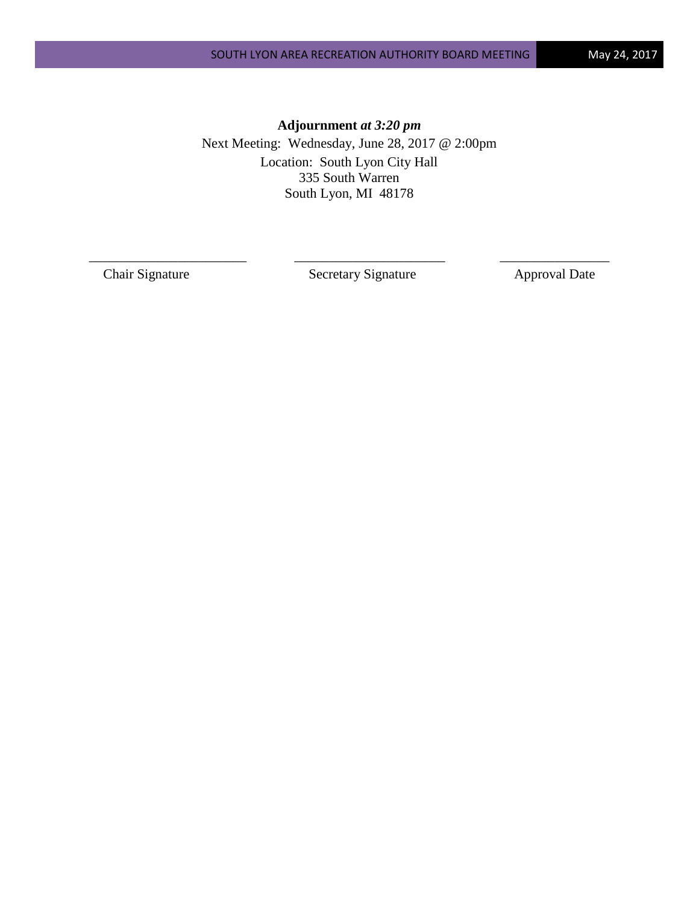**Adjournment** ***at 3:20 pm***

Next Meeting: Wednesday, June 28, 2017 @ 2:00pm

Location: South Lyon City Hall
335 South Warren
South Lyon, MI 48178

| | | |
|---|---|---|
| _______________________ | _______________________ | ________________ |
| Chair Signature | Secretary Signature | Approval Date |